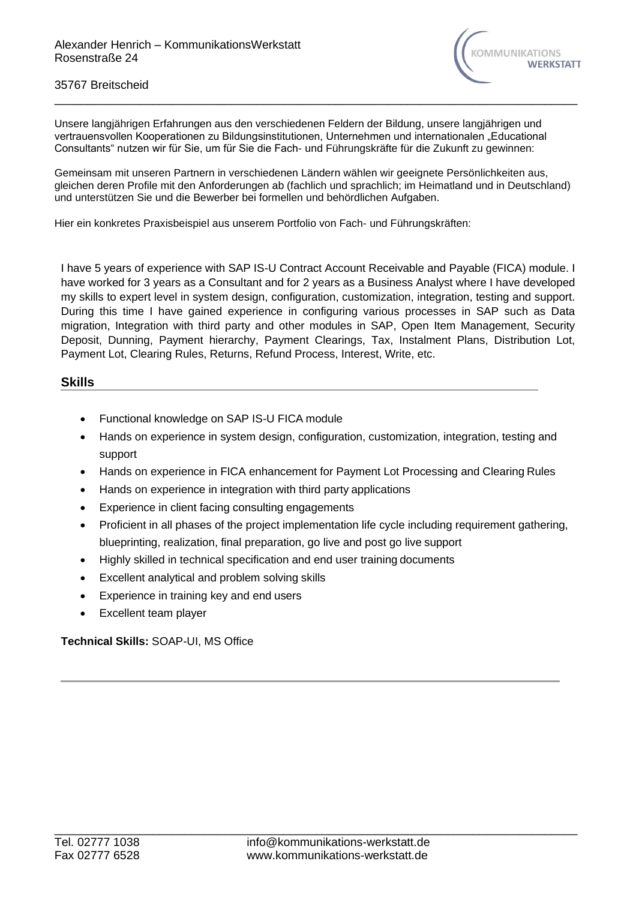Alexander Henrich – KommunikationsWerkstatt
Rosenstraße 24

35767 Breitscheid

Unsere langjährigen Erfahrungen aus den verschiedenen Feldern der Bildung, unsere langjährigen und vertrauensvollen Kooperationen zu Bildungsinstitutionen, Unternehmen und internationalen „Educational Consultants" nutzen wir für Sie, um für Sie die Fach- und Führungskräfte für die Zukunft zu gewinnen:

Gemeinsam mit unseren Partnern in verschiedenen Ländern wählen wir geeignete Persönlichkeiten aus, gleichen deren Profile mit den Anforderungen ab (fachlich und sprachlich; im Heimatland und in Deutschland) und unterstützen Sie und die Bewerber bei formellen und behördlichen Aufgaben.

Hier ein konkretes Praxisbeispiel aus unserem Portfolio von Fach- und Führungskräften:

I have 5 years of experience with SAP IS-U Contract Account Receivable and Payable (FICA) module. I have worked for 3 years as a Consultant and for 2 years as a Business Analyst where I have developed my skills to expert level in system design, configuration, customization, integration, testing and support. During this time I have gained experience in configuring various processes in SAP such as Data migration, Integration with third party and other modules in SAP, Open Item Management, Security Deposit, Dunning, Payment hierarchy, Payment Clearings, Tax, Instalment Plans, Distribution Lot, Payment Lot, Clearing Rules, Returns, Refund Process, Interest, Write, etc.

## Skills

- Functional knowledge on SAP IS-U FICA module
- Hands on experience in system design, configuration, customization, integration, testing and support
- Hands on experience in FICA enhancement for Payment Lot Processing and Clearing Rules
- Hands on experience in integration with third party applications
- Experience in client facing consulting engagements
- Proficient in all phases of the project implementation life cycle including requirement gathering, blueprinting, realization, final preparation, go live and post go live support
- Highly skilled in technical specification and end user training documents
- Excellent analytical and problem solving skills
- Experience in training key and end users
- Excellent team player

**Technical Skills:** SOAP-UI, MS Office

Tel. 02777 1038
Fax 02777 6528

info@kommunikations-werkstatt.de
www.kommunikations-werkstatt.de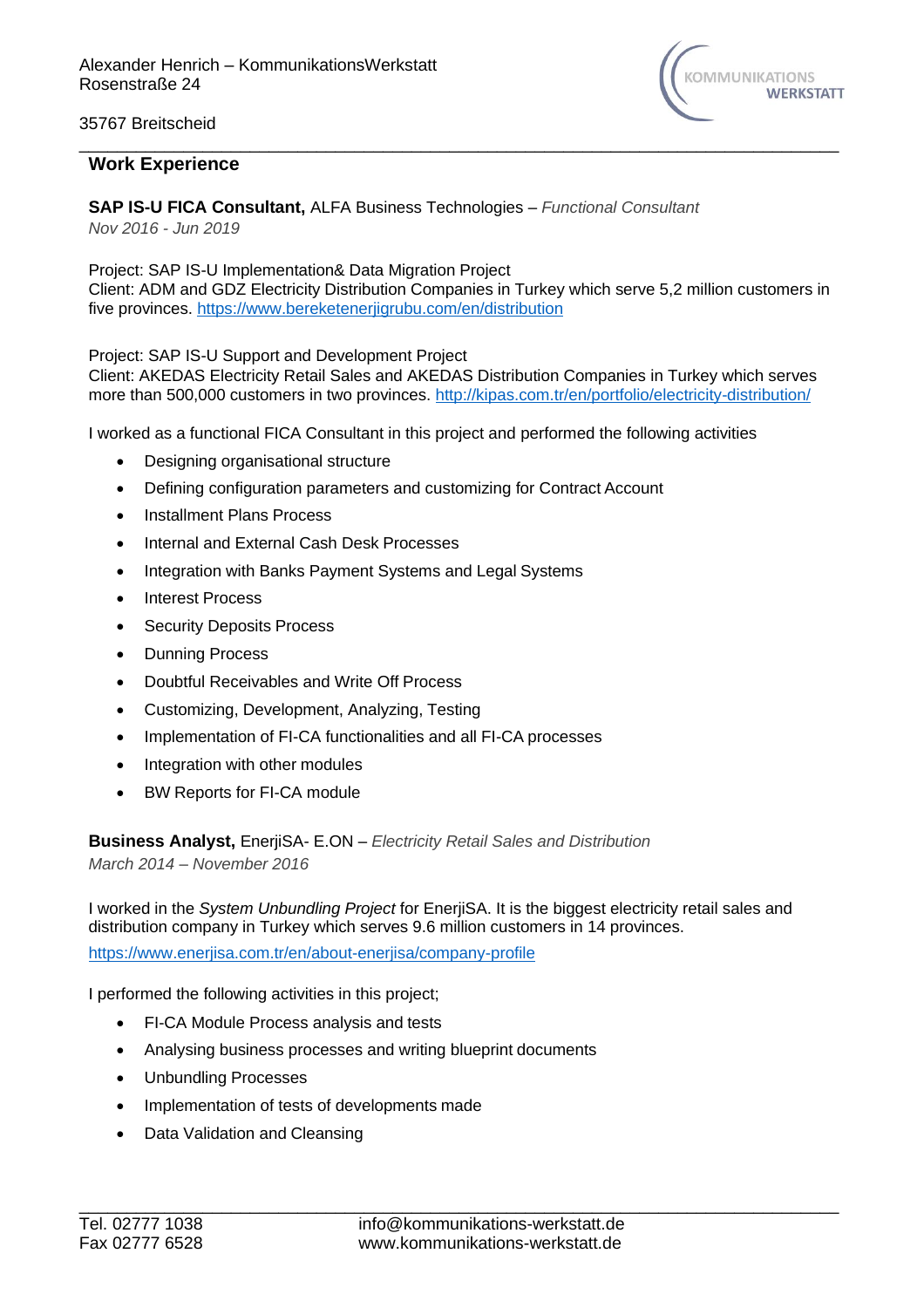## Work Experience

**SAP IS-U FICA Consultant,** ALFA Business Technologies – *Functional Consultant*
*Nov 2016 - Jun 2019*

Project: SAP IS-U Implementation& Data Migration Project
Client: ADM and GDZ Electricity Distribution Companies in Turkey which serve 5,2 million customers in five provinces. https://www.bereketenerjigrubu.com/en/distribution

Project: SAP IS-U Support and Development Project
Client: AKEDAS Electricity Retail Sales and AKEDAS Distribution Companies in Turkey which serves more than 500,000 customers in two provinces. http://kipas.com.tr/en/portfolio/electricity-distribution/

I worked as a functional FICA Consultant in this project and performed the following activities

- Designing organisational structure
- Defining configuration parameters and customizing for Contract Account
- Installment Plans Process
- Internal and External Cash Desk Processes
- Integration with Banks Payment Systems and Legal Systems
- Interest Process
- Security Deposits Process
- Dunning Process
- Doubtful Receivables and Write Off Process
- Customizing, Development, Analyzing, Testing
- Implementation of FI-CA functionalities and all FI-CA processes
- Integration with other modules
- BW Reports for FI-CA module

**Business Analyst,** EnerjiSA- E.ON – *Electricity Retail Sales and Distribution*
*March 2014 – November 2016*

I worked in the *System Unbundling Project* for EnerjiSA. It is the biggest electricity retail sales and distribution company in Turkey which serves 9.6 million customers in 14 provinces.
https://www.enerjisa.com.tr/en/about-enerjisa/company-profile

I performed the following activities in this project;

- FI-CA Module Process analysis and tests
- Analysing business processes and writing blueprint documents
- Unbundling Processes
- Implementation of tests of developments made
- Data Validation and Cleansing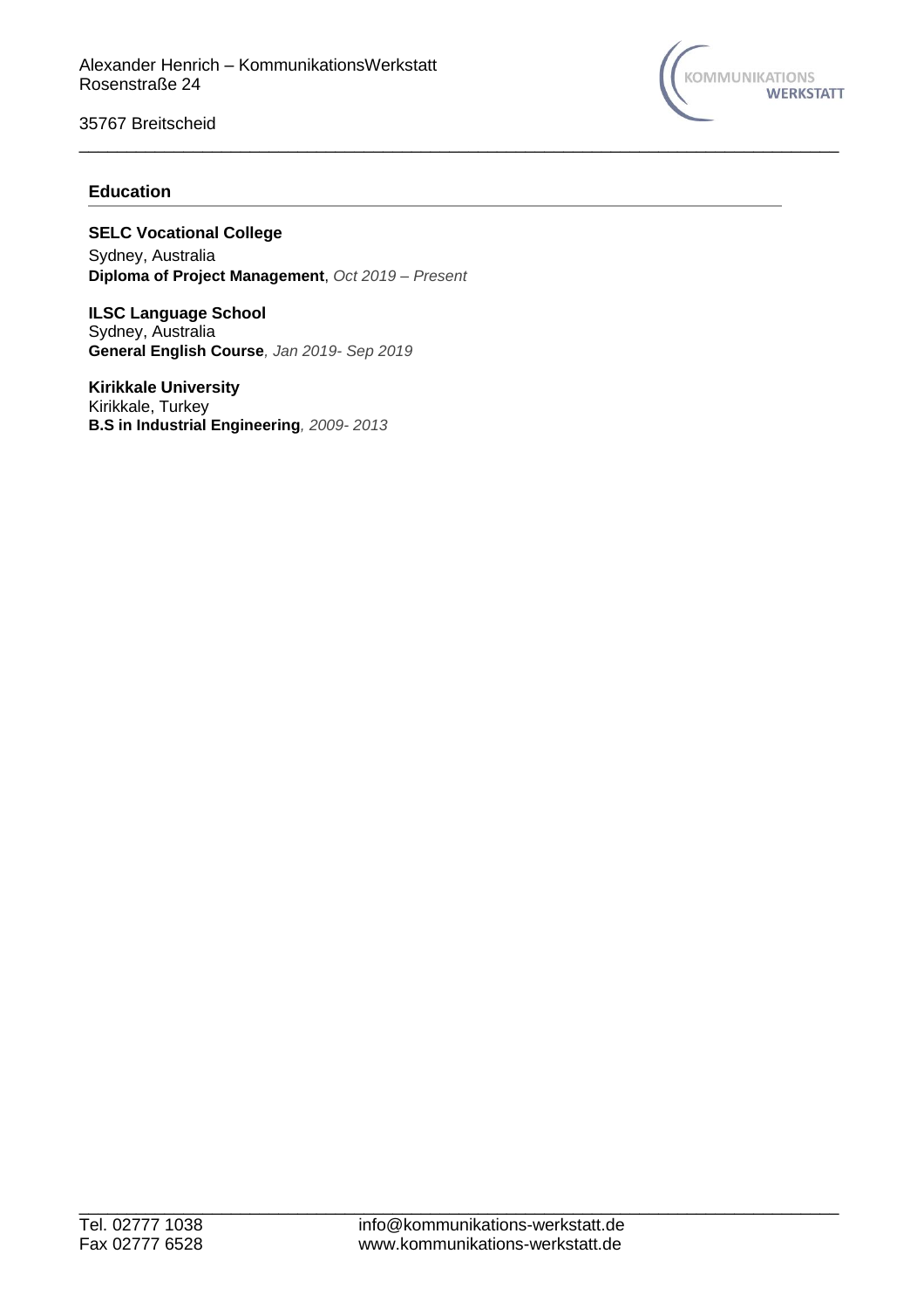## Education

**SELC Vocational College**
Sydney, Australia
**Diploma of Project Management**, *Oct 2019 – Present*

**ILSC Language School**
Sydney, Australia
**General English Course**, *Jan 2019- Sep 2019*

**Kirikkale University**
Kirikkale, Turkey
**B.S in Industrial Engineering**, *2009- 2013*